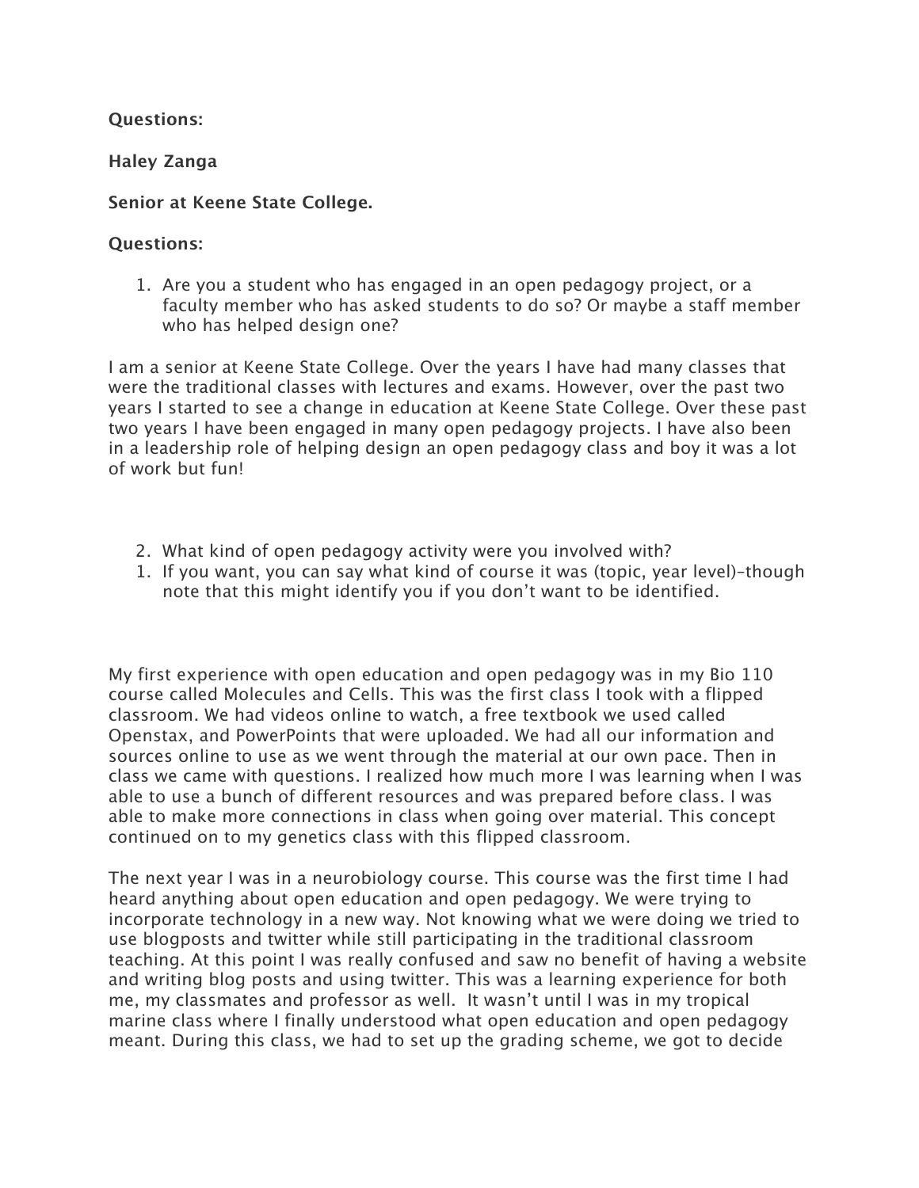**Questions:**

**Haley Zanga**

**Senior at Keene State College.**

**Questions:**

1. Are you a student who has engaged in an open pedagogy project, or a faculty member who has asked students to do so? Or maybe a staff member who has helped design one?

I am a senior at Keene State College. Over the years I have had many classes that were the traditional classes with lectures and exams. However, over the past two years I started to see a change in education at Keene State College. Over these past two years I have been engaged in many open pedagogy projects. I have also been in a leadership role of helping design an open pedagogy class and boy it was a lot of work but fun!

2. What kind of open pedagogy activity were you involved with?
1. If you want, you can say what kind of course it was (topic, year level)–though note that this might identify you if you don't want to be identified.

My first experience with open education and open pedagogy was in my Bio 110 course called Molecules and Cells. This was the first class I took with a flipped classroom. We had videos online to watch, a free textbook we used called Openstax, and PowerPoints that were uploaded. We had all our information and sources online to use as we went through the material at our own pace. Then in class we came with questions. I realized how much more I was learning when I was able to use a bunch of different resources and was prepared before class. I was able to make more connections in class when going over material. This concept continued on to my genetics class with this flipped classroom.

The next year I was in a neurobiology course. This course was the first time I had heard anything about open education and open pedagogy. We were trying to incorporate technology in a new way. Not knowing what we were doing we tried to use blogposts and twitter while still participating in the traditional classroom teaching. At this point I was really confused and saw no benefit of having a website and writing blog posts and using twitter. This was a learning experience for both me, my classmates and professor as well. It wasn't until I was in my tropical marine class where I finally understood what open education and open pedagogy meant. During this class, we had to set up the grading scheme, we got to decide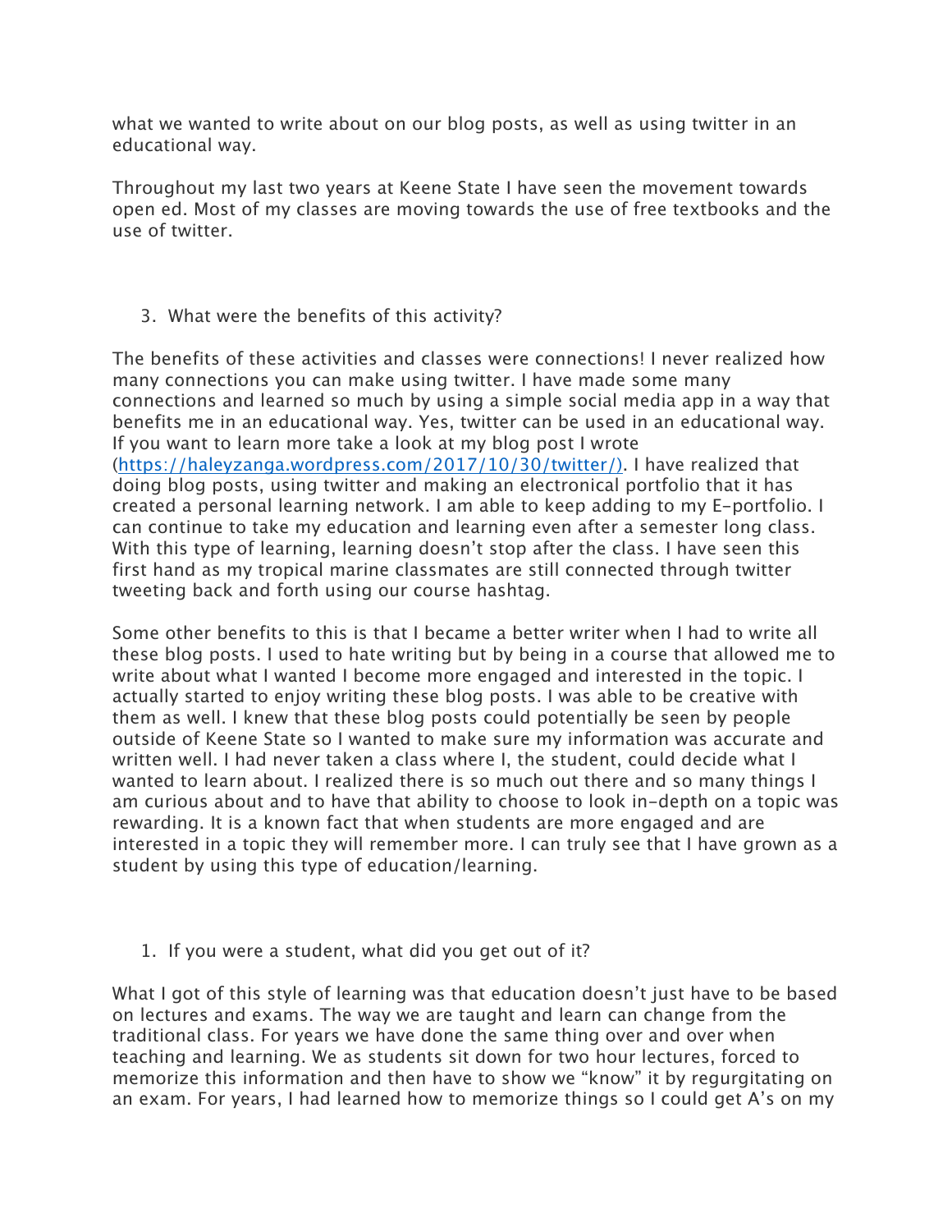what we wanted to write about on our blog posts, as well as using twitter in an educational way.

Throughout my last two years at Keene State I have seen the movement towards open ed. Most of my classes are moving towards the use of free textbooks and the use of twitter.

3. What were the benefits of this activity?

The benefits of these activities and classes were connections! I never realized how many connections you can make using twitter. I have made some many connections and learned so much by using a simple social media app in a way that benefits me in an educational way. Yes, twitter can be used in an educational way. If you want to learn more take a look at my blog post I wrote ([https://haleyzanga.wordpress.com/2017/10/30/twitter/)](https://haleyzanga.wordpress.com/2017/10/30/twitter/). I have realized that doing blog posts, using twitter and making an electronical portfolio that it has created a personal learning network. I am able to keep adding to my E-portfolio. I can continue to take my education and learning even after a semester long class. With this type of learning, learning doesn't stop after the class. I have seen this first hand as my tropical marine classmates are still connected through twitter tweeting back and forth using our course hashtag.

Some other benefits to this is that I became a better writer when I had to write all these blog posts. I used to hate writing but by being in a course that allowed me to write about what I wanted I become more engaged and interested in the topic. I actually started to enjoy writing these blog posts. I was able to be creative with them as well. I knew that these blog posts could potentially be seen by people outside of Keene State so I wanted to make sure my information was accurate and written well. I had never taken a class where I, the student, could decide what I wanted to learn about. I realized there is so much out there and so many things I am curious about and to have that ability to choose to look in-depth on a topic was rewarding. It is a known fact that when students are more engaged and are interested in a topic they will remember more. I can truly see that I have grown as a student by using this type of education/learning.

1. If you were a student, what did you get out of it?

What I got of this style of learning was that education doesn't just have to be based on lectures and exams. The way we are taught and learn can change from the traditional class. For years we have done the same thing over and over when teaching and learning. We as students sit down for two hour lectures, forced to memorize this information and then have to show we "know" it by regurgitating on an exam. For years, I had learned how to memorize things so I could get A's on my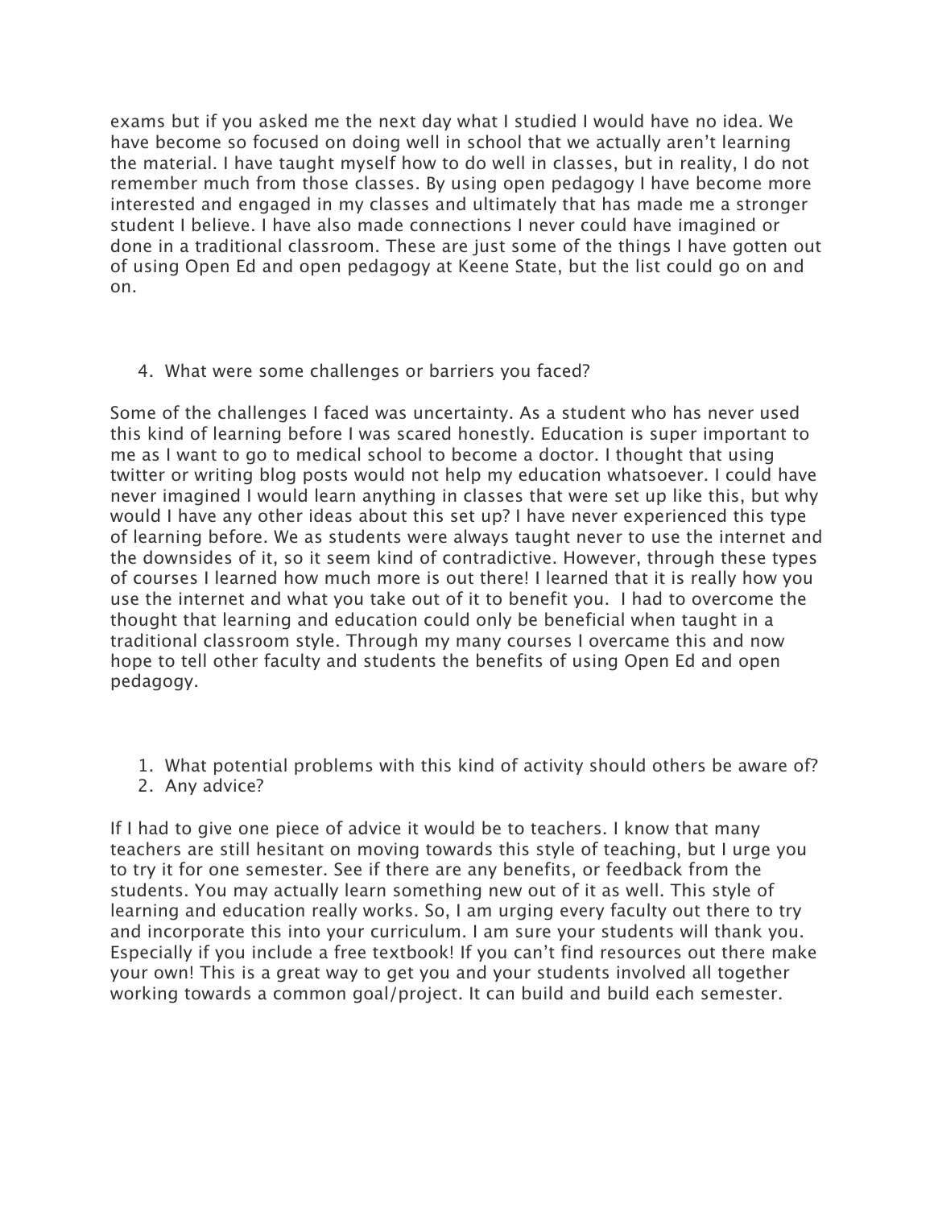exams but if you asked me the next day what I studied I would have no idea. We have become so focused on doing well in school that we actually aren't learning the material. I have taught myself how to do well in classes, but in reality, I do not remember much from those classes. By using open pedagogy I have become more interested and engaged in my classes and ultimately that has made me a stronger student I believe. I have also made connections I never could have imagined or done in a traditional classroom. These are just some of the things I have gotten out of using Open Ed and open pedagogy at Keene State, but the list could go on and on.

4. What were some challenges or barriers you faced?

Some of the challenges I faced was uncertainty. As a student who has never used this kind of learning before I was scared honestly. Education is super important to me as I want to go to medical school to become a doctor. I thought that using twitter or writing blog posts would not help my education whatsoever. I could have never imagined I would learn anything in classes that were set up like this, but why would I have any other ideas about this set up? I have never experienced this type of learning before. We as students were always taught never to use the internet and the downsides of it, so it seem kind of contradictive. However, through these types of courses I learned how much more is out there! I learned that it is really how you use the internet and what you take out of it to benefit you. I had to overcome the thought that learning and education could only be beneficial when taught in a traditional classroom style. Through my many courses I overcame this and now hope to tell other faculty and students the benefits of using Open Ed and open pedagogy.

1. What potential problems with this kind of activity should others be aware of?
2. Any advice?

If I had to give one piece of advice it would be to teachers. I know that many teachers are still hesitant on moving towards this style of teaching, but I urge you to try it for one semester. See if there are any benefits, or feedback from the students. You may actually learn something new out of it as well. This style of learning and education really works. So, I am urging every faculty out there to try and incorporate this into your curriculum. I am sure your students will thank you. Especially if you include a free textbook! If you can't find resources out there make your own! This is a great way to get you and your students involved all together working towards a common goal/project. It can build and build each semester.